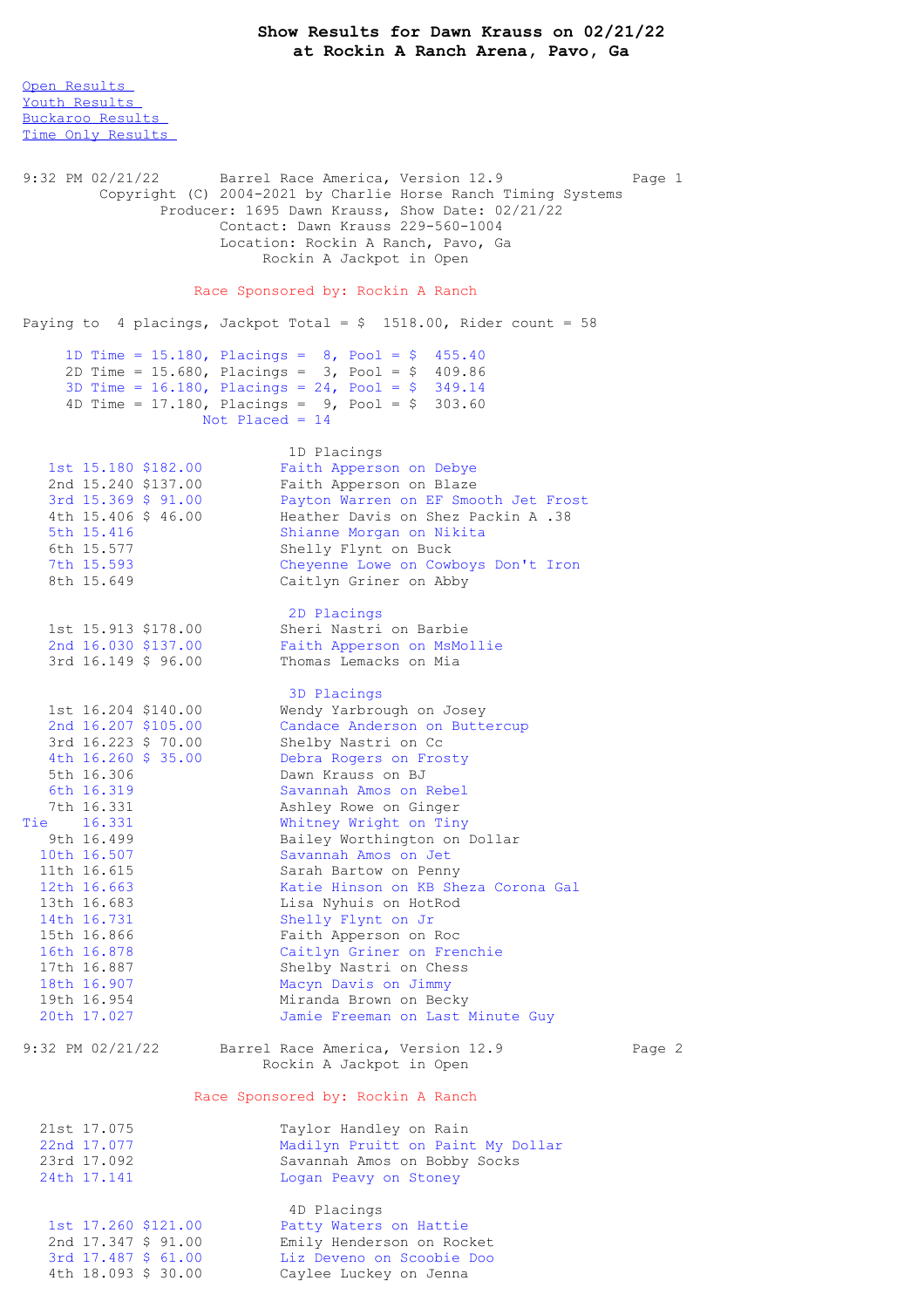# Show Results for Dawn Krauss on 02/21/22
## at Rockin A Ranch Arena, Pavo, Ga

Open Results
Youth Results
Buckaroo Results
Time Only Results

```
9:32 PM 02/21/22       Barrel Race America, Version 12.9              Page 1
         Copyright (C) 2004-2021 by Charlie Horse Ranch Timing Systems
                Producer: 1695 Dawn Krauss, Show Date: 02/21/22
                       Contact: Dawn Krauss 229-560-1004
                       Location: Rockin A Ranch, Pavo, Ga
                            Rockin A Jackpot in Open

                     Race Sponsored by: Rockin A Ranch

Paying to  4 placings, Jackpot Total = $  1518.00, Rider count = 58

     1D Time = 15.180, Placings =  8, Pool = $  455.40
     2D Time = 15.680, Placings =  3, Pool = $  409.86
     3D Time = 16.180, Placings = 24, Pool = $  349.14
     4D Time = 17.180, Placings =  9, Pool = $  303.60
                      Not Placed = 14

                              1D Placings
   1st 15.180 $182.00        Faith Apperson on Debye
   2nd 15.240 $137.00        Faith Apperson on Blaze
   3rd 15.369 $ 91.00        Payton Warren on EF Smooth Jet Frost
   4th 15.406 $ 46.00        Heather Davis on Shez Packin A .38
   5th 15.416                Shianne Morgan on Nikita
   6th 15.577                Shelly Flynt on Buck
   7th 15.593                Cheyenne Lowe on Cowboys Don't Iron
   8th 15.649                Caitlyn Griner on Abby

                              2D Placings
   1st 15.913 $178.00        Sheri Nastri on Barbie
   2nd 16.030 $137.00        Faith Apperson on MsMollie
   3rd 16.149 $ 96.00        Thomas Lemacks on Mia

                              3D Placings
   1st 16.204 $140.00        Wendy Yarbrough on Josey
   2nd 16.207 $105.00        Candace Anderson on Buttercup
   3rd 16.223 $ 70.00        Shelby Nastri on Cc
   4th 16.260 $ 35.00        Debra Rogers on Frosty
   5th 16.306                Dawn Krauss on BJ
   6th 16.319                Savannah Amos on Rebel
   7th 16.331                Ashley Rowe on Ginger
Tie    16.331                Whitney Wright on Tiny
   9th 16.499                Bailey Worthington on Dollar
  10th 16.507                Savannah Amos on Jet
  11th 16.615                Sarah Bartow on Penny
  12th 16.663                Katie Hinson on KB Sheza Corona Gal
  13th 16.683                Lisa Nyhuis on HotRod
  14th 16.731                Shelly Flynt on Jr
  15th 16.866                Faith Apperson on Roc
  16th 16.878                Caitlyn Griner on Frenchie
  17th 16.887                Shelby Nastri on Chess
  18th 16.907                Macyn Davis on Jimmy
  19th 16.954                Miranda Brown on Becky
  20th 17.027                Jamie Freeman on Last Minute Guy

9:32 PM 02/21/22       Barrel Race America, Version 12.9              Page 2
                            Rockin A Jackpot in Open

                     Race Sponsored by: Rockin A Ranch

  21st 17.075                Taylor Handley on Rain
  22nd 17.077                Madilyn Pruitt on Paint My Dollar
  23rd 17.092                Savannah Amos on Bobby Socks
  24th 17.141                Logan Peavy on Stoney

                              4D Placings
   1st 17.260 $121.00        Patty Waters on Hattie
   2nd 17.347 $ 91.00        Emily Henderson on Rocket
   3rd 17.487 $ 61.00        Liz Deveno on Scoobie Doo
   4th 18.093 $ 30.00        Caylee Luckey on Jenna
```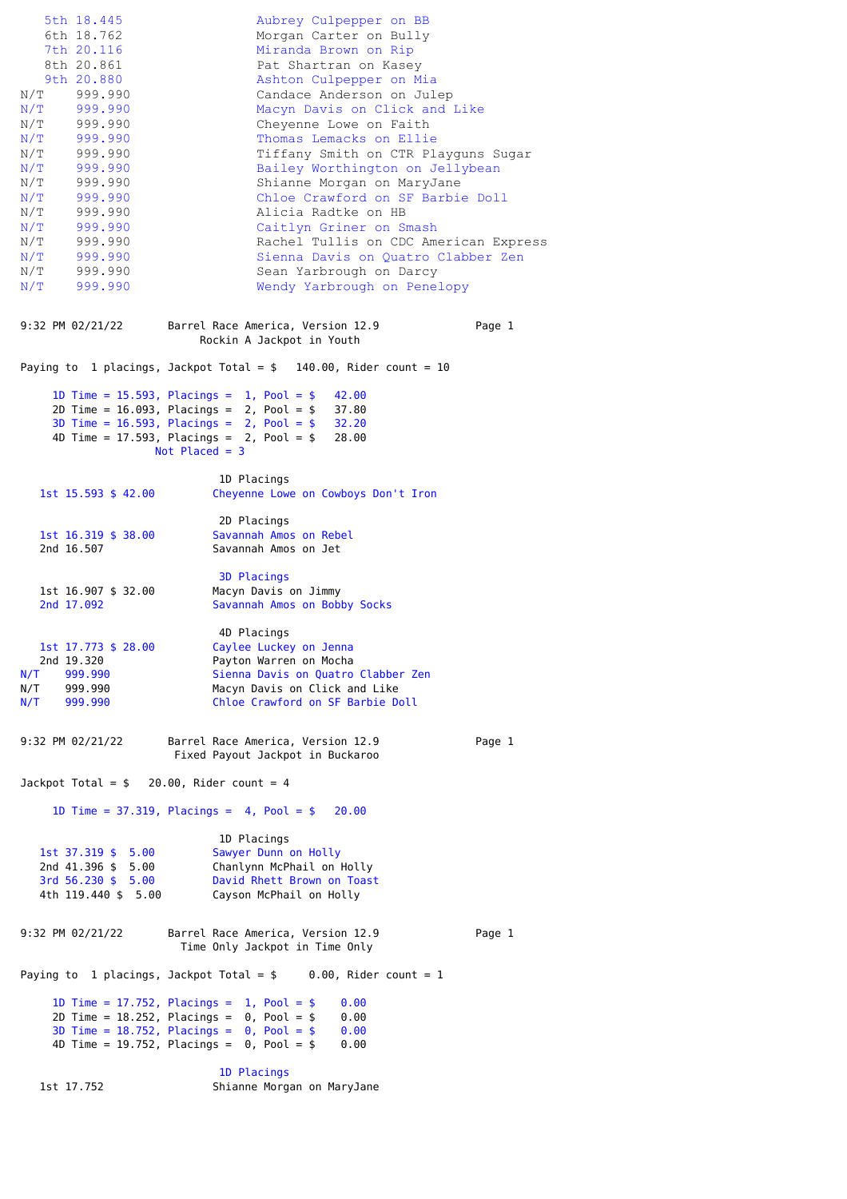| | | |
|---|---|---|
| 5th | 18.445 | Aubrey Culpepper on BB |
| 6th | 18.762 | Morgan Carter on Bully |
| 7th | 20.116 | Miranda Brown on Rip |
| 8th | 20.861 | Pat Shartran on Kasey |
| 9th | 20.880 | Ashton Culpepper on Mia |
| N/T | 999.990 | Candace Anderson on Julep |
| N/T | 999.990 | Macyn Davis on Click and Like |
| N/T | 999.990 | Cheyenne Lowe on Faith |
| N/T | 999.990 | Thomas Lemacks on Ellie |
| N/T | 999.990 | Tiffany Smith on CTR Playguns Sugar |
| N/T | 999.990 | Bailey Worthington on Jellybean |
| N/T | 999.990 | Shianne Morgan on MaryJane |
| N/T | 999.990 | Chloe Crawford on SF Barbie Doll |
| N/T | 999.990 | Alicia Radtke on HB |
| N/T | 999.990 | Caitlyn Griner on Smash |
| N/T | 999.990 | Rachel Tullis on CDC American Express |
| N/T | 999.990 | Sienna Davis on Quatro Clabber Zen |
| N/T | 999.990 | Sean Yarbrough on Darcy |
| N/T | 999.990 | Wendy Yarbrough on Penelopy |

9:32 PM 02/21/22 Barrel Race America, Version 12.9

## Rockin A Jackpot in Youth

Paying to 1 placings, Jackpot Total = $ 140.00, Rider count = 10

1D Time = 15.593, Placings = 1, Pool = $ 42.00
2D Time = 16.093, Placings = 2, Pool = $ 37.80
3D Time = 16.593, Placings = 2, Pool = $ 32.20
4D Time = 17.593, Placings = 2, Pool = $ 28.00
Not Placed = 3

### 1D Placings

| | | |
|---|---|---|
| 1st 15.593 | $ 42.00 | Cheyenne Lowe on Cowboys Don't Iron |

### 2D Placings

| | | |
|---|---|---|
| 1st 16.319 | $ 38.00 | Savannah Amos on Rebel |
| 2nd 16.507 | | Savannah Amos on Jet |

### 3D Placings

| | | |
|---|---|---|
| 1st 16.907 | $ 32.00 | Macyn Davis on Jimmy |
| 2nd 17.092 | | Savannah Amos on Bobby Socks |

### 4D Placings

| | | |
|---|---|---|
| 1st 17.773 | $ 28.00 | Caylee Luckey on Jenna |
| 2nd 19.320 | | Payton Warren on Mocha |
| N/T 999.990 | | Sienna Davis on Quatro Clabber Zen |
| N/T 999.990 | | Macyn Davis on Click and Like |
| N/T 999.990 | | Chloe Crawford on SF Barbie Doll |

9:32 PM 02/21/22 Barrel Race America, Version 12.9

## Fixed Payout Jackpot in Buckaroo

Jackpot Total = $ 20.00, Rider count = 4

1D Time = 37.319, Placings = 4, Pool = $ 20.00

### 1D Placings

| | | |
|---|---|---|
| 1st 37.319 | $ 5.00 | Sawyer Dunn on Holly |
| 2nd 41.396 | $ 5.00 | Chanlynn McPhail on Holly |
| 3rd 56.230 | $ 5.00 | David Rhett Brown on Toast |
| 4th 119.440 | $ 5.00 | Cayson McPhail on Holly |

9:32 PM 02/21/22 Barrel Race America, Version 12.9

## Time Only Jackpot in Time Only

Paying to 1 placings, Jackpot Total = $ 0.00, Rider count = 1

1D Time = 17.752, Placings = 1, Pool = $ 0.00
2D Time = 18.252, Placings = 0, Pool = $ 0.00
3D Time = 18.752, Placings = 0, Pool = $ 0.00
4D Time = 19.752, Placings = 0, Pool = $ 0.00

### 1D Placings

| | |
|---|---|
| 1st 17.752 | Shianne Morgan on MaryJane |